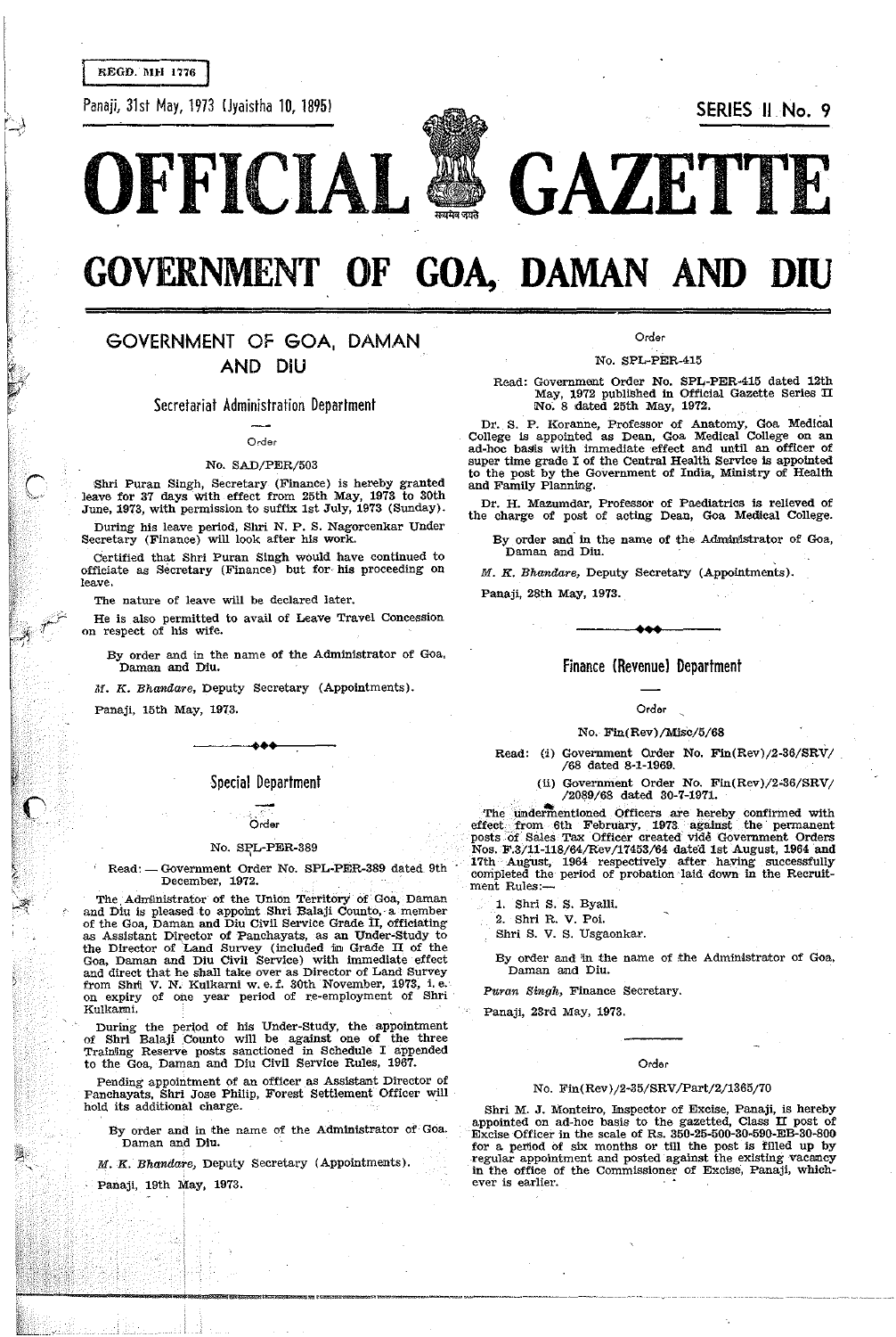REGD. MH 1776

Panaji, 31st May, 1973 (Jyaistha 10, 1895)

SERIES II No. 9

# OFFICIAL GAZETTE

# GOVERNMENT OF GOA, DAMAN AND DIU

## GOVERNMENT OF GOA, DAMAN AND DIU

### Secretariat Administration Department

Order

No. SAD/PER/503

Shri Puran Singh, Secretary (Finance) is hereby granted leave for 37 days with effect from 25th May, 1973 to 30th June, 1973, with permission to suffix 1st July, 1973 (Sunday).

During his leave period, Shri N. P. S. Nagorcenkar Under Secretary (Finance) will look after his work.

Certified that Shri Puran Singh would have continued to officiate as Secretary (Finance) but for his proceeding on leave.

The nature of leave will be declared later.

He is also permitted to avail of Leave Travel Concession on respect of his wife.

By order and in the name of the Administrator of Goa, Daman and Diu.

*M. K. Bhandare*, Deputy Secretary (Appointments).

Panaji, 15th May, 1973.

---

### Special Department

Order

No. SPL-PER-389

Read: — Government Order No. SPL-PER-389 dated 9th December, 1972.

The Administrator of the Union Territory of Goa, Daman and Diu is pleased to appoint Shri Balaji Counto, a member of the Goa, Daman and Diu Civil Service Grade II, officiating as Assistant Director of Panchayats, as an Under-Study to the Director of Land Survey (included in Grade II of the Goa, Daman and Diu Civil Service) with immediate effect and direct that he shall take over as Director of Land Survey from Shri V. N. Kulkarni w. e. f. 30th November, 1973, i. e. on expiry of one year period of re-employment of Shri Kulkarni.

During the period of his Under-Study, the appointment of Shri Balaji Counto will be against one of the three Training Reserve posts sanctioned in Schedule I appended to the Goa, Daman and Diu Civil Service Rules, 1967.

Pending appointment of an officer as Assistant Director of Panchayats, Shri Jose Philip, Forest Settlement Officer will hold its additional charge.

By order and in the name of the Administrator of Goa, Daman and Diu.

*M. K. Bhandare*, Deputy Secretary (Appointments).

Panaji, 19th May, 1973.

Order

No. SPL-PER-415

Read: Government Order No. SPL-PER-415 dated 12th May, 1972 published in Official Gazette Series II No. 8 dated 25th May, 1972.

Dr. S. P. Koranne, Professor of Anatomy, Goa Medical College is appointed as Dean, Goa Medical College on an ad-hoc basis with immediate effect and until an officer of super time grade I of the Central Health Service is appointed to the post by the Government of India, Ministry of Health and Family Planning.

Dr. H. Mazumdar, Professor of Paediatrics is relieved of the charge of post of acting Dean, Goa Medical College.

By order and in the name of the Administrator of Goa, Daman and Diu.

*M. K. Bhandare*, Deputy Secretary (Appointments).

Panaji, 28th May, 1973.

---

### Finance (Revenue) Department

Order

No. Fin(Rev)/Misc/5/68

Read: (i) Government Order No. Fin(Rev)/2-36/SRV/68 dated 8-1-1969.

(ii) Government Order No. Fin(Rev)/2-36/SRV/2089/68 dated 30-7-1971.

The undermentioned Officers are hereby confirmed with effect from 6th February, 1973 against the permanent posts of Sales Tax Officer created vide Government Orders Nos. F.3/11-118/64/Rev/17453/64 dated 1st August, 1964 and 17th August, 1964 respectively after having successfully completed the period of probation laid down in the Recruitment Rules:—

1. Shri S. S. Byalli.
2. Shri R. V. Poi.

Shri S. V. S. Usgaonkar.

By order and in the name of the Administrator of Goa, Daman and Diu.

*Puran Singh*, Finance Secretary.

Panaji, 23rd May, 1973.

---

Order

No. Fin(Rev)/2-35/SRV/Part/2/1365/70

Shri M. J. Monteiro, Inspector of Excise, Panaji, is hereby appointed on ad-hoc basis to the gazetted, Class II post of Excise Officer in the scale of Rs. 350-25-500-30-590-EB-30-800 for a period of six months or till the post is filled up by regular appointment and posted against the existing vacancy in the office of the Commissioner of Excise, Panaji, whichever is earlier.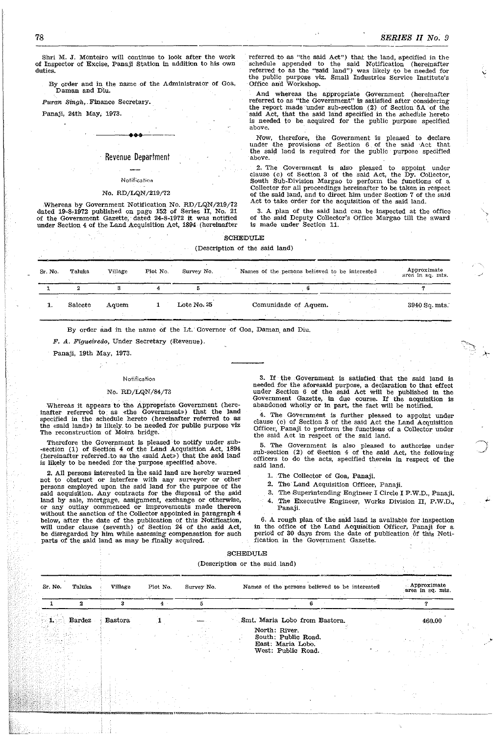Shri M. J. Monteiro will continue to look after the work of Inspector of Excise, Panaji Station in addition to his own duties.

By order and in the name of the Administrator of Goa, Daman and Diu.

*Puran Singh*, Finance Secretary.

Panaji, 24th May, 1973.

---

## Revenue Department

### Notification

### No. RD/LQN/219/72

Whereas by Government Notification No. RD/LQN/219/72 dated 19-8-1972 published on page 152 of Series II, No. 21 of the Government Gazette, dated 24-8-1972 it was notified under Section 4 of the Land Acquisition Act, 1894 (hereinafter referred to as "the said Act") that the land, specified in the schedule appended to the said Notification (hereinafter referred to as the "said land") was likely to be needed for the public purpose viz. Small Industries Service Institute's Office and Workshop.

And whereas the appropriate Government (hereinafter referred to as "the Government" is satisfied after considering the report made under sub-section (2) of Section 5A of the said Act, that the said land specified in the schedule hereto is needed to be acquired for the public purpose specified above.

Now, therefore, the Government is pleased to declare under the provisions of Section 6 of the said Act that the said land is required for the public purpose specified above.

2. The Government is also pleased to appoint under clause (c) of Section 3 of the said Act, the Dy. Collector, South Sub-Division Margao to perform the functions of a Collector for all proceedings hereinafter to be taken in respect of the said land, and to direct him under Section 7 of the said Act to take order for the acquisition of the said land.

3. A plan of the said land can be inspected at the office of the said Deputy Collector's Office Margao till the award is made under Section 11.

SCHEDULE

(Description of the said land)

| Sr. No. | Taluka | Village | Plot No. | Survey No. | Names of the persons believed to be interested | Approximate area in sq. mts. |
|---|---|---|---|---|---|---|
| 1 | 2 | 3 | 4 | 5 | 6 | 7 |
| 1. | Salcete | Aquem | 1 | Lote No. 25 | Comunidade of Aquem. | 3940 Sq. mts. |

By order and in the name of the Lt. Governor of Goa, Daman and Diu.

*F. A. Figueiredo*, Under Secretary (Revenue).

Panaji, 19th May, 1973.

---

### Notification

### No. RD/LQN/84/73

Whereas it appears to the Appropriate Government (hereinafter referred to as «the Government») that the land specified in the schedule hereto (hereinafter referred to as the «said land») is likely to be needed for public purpose viz The reconstruction of Moira bridge.

Therefore the Government is pleased to notify under sub-section (1) of Section 4 of the Land Acquisition Act, 1894 (hereinafter referred to as the «said Act») that the said land is likely to be needed for the purpose specified above.

2. All persons interested in the said land are hereby warned not to obstruct or interfere with any surveyor or other persons employed upon the said land for the purpose of the said acquisition. Any contracts for the disposal of the said land by sale, mortgage, assignment, exchange or otherwise, or any outlay commenced or improvements made thereon without the sanction of the Collector appointed in paragraph 4 below, after the date of the publication of this Notification, will under clause (seventh) of Section 24 of the said Act, be disregarded by him while assessing compensation for such parts of the said land as may be finally acquired.

3. If the Government is satisfied that the said land is needed for the aforesaid purpose, a declaration to that effect under Section 6 of the said Act will be published in the Government Gazette, in due course. If the acquisition is abandoned wholly or in part, the fact will be notified.

4. The Government is further pleased to appoint under clause (c) of Section 3 of the said Act the Land Acquisition Officer, Panaji to perform the functions of a Collector under the said Act in respect of the said land.

5. The Government is also pleased to authorise under sub-section (2) of Section 4 of the said Act, the following officers to do the acts, specified therein in respect of the said land.

1. The Collector of Goa, Panaji.
2. The Land Acquisition Officer, Panaji.
3. The Superintending Engineer I Circle I P.W.D., Panaji.
4. The Executive Engineer, Works Division II, P.W.D., Panaji.

6. A rough plan of the said land is available for inspection in the office of the Land Acquisition Officer, Panaji for a period of 30 days from the date of publication of this Notification in the Government Gazette.

SCHEDULE

(Description or the said land)

| Sr. No. | Taluka | Village | Plot No. | Survey No. | Names of the persons believed to be interested | Approximate area in sq. mts. |
|---|---|---|---|---|---|---|
| 1 | 2 | 3 | 4 | 5 | 6 | 7 |
| 1. | Bardez | Bastora | 1 | — | Smt. Maria Lobo from Bastora.<br>North: River.<br>South: Public Road.<br>East: Maria Lobo.<br>West: Public Road. | 460.00 |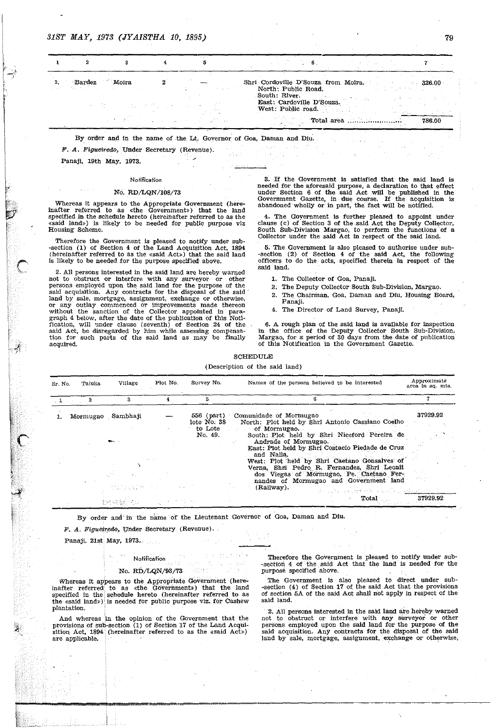| 1 | 2 | 3 | 4 | 5 | 6 | 7 |
|---|---|---|---|---|---|---|
| 2. | Bardez | Moira | 2 | — | Shri Cordoville D'Souza from Moira. North: Public Road. South: River. East: Cardoville D'Souza. West: Public road. | 326.00 |
| | | | | | Total area ..................... | 786.00 |

By order and in the name of the Lt. Governor of Goa, Daman and Diu.

*F. A. Figueiredo*, Under Secretary (Revenue).

Panaji, 19th May, 1973.

---

Notification

No. RD/LQN/108/73

Whereas it appears to the Appropriate Government (hereinafter referred to as «the Government») that the land specified in the schedule hereto (hereinafter referred to as the «said land») is likely to be needed for public purpose viz Housing Scheme.

Therefore the Government is pleased to notify under sub-section (1) of Section 4 of the Land Acquisition Act, 1894 (hereinafter referred to as the «said Act») that the said land is likely to be needed for the purpose specified above.

2. All persons interested in the said land are hereby warned not to obstruct or interfere with any surveyor or other persons employed upon the said land for the purpose of the said acquisition. Any contracts for the disposal of the said land by sale, mortgage, assignment, exchange or otherwise, or any outlay commenced or improvements made thereon without the sanction of the Collector appointed in paragraph 4 below, after the date of the publication of this Notification, will under clause (seventh) of Section 24 of the said Act, be disregarded by him while assessing compensation for such parts of the said land as may be finally acquired.

3. If the Government is satisfied that the said land is needed for the aforesaid purpose, a declaration to that effect under Section 6 of the said Act will be published in the Government Gazette, in due course. If the acquisition is abandoned wholly or in part, the fact will be notified.

4. The Government is further pleased to appoint under clause (c) of Section 3 of the said Act the Deputy Collector, South Sub-Division Margao, to perform the functions of a Collector under the said Act in respect of the said land.

5. The Government is also pleased to authorise under sub-section (2) of Section 4 of the said Act, the following officers to do the acts, specified therein in respect of the said land.

1. The Collector of Goa, Panaji.
2. The Deputy Collector South Sub-Division, Margao.
2. The Chairman, Goa, Daman and Diu, Housing Board, Panaji.
4. The Director of Land Survey, Panaji.

6. A rough plan of the said land is available for inspection in the office of the Deputy Collector South Sub-Division, Margao, for a period of 30 days from the date of publication of this Notification in the Government Gazette.

SCHEDULE

(Description of the said land)

| Sr. No. | Taluka | Village | Plot No. | Survey No. | Names of the persons believed to be interested | Approximate area in sq. mts. |
|---|---|---|---|---|---|---|
| 1 | 2 | 3 | 4 | 5 | 6 | 7 |
| 1. | Mormugao | Sambhaji | — | 556 (part) lote No. 38 to Lote No. 49. | Comunidade of Mormugao. North: Plot held by Shri Antonio Cassiano Coelho of Mormugao. South: Plot held by Shri Niceford Pereira de Andrade of Mormugao. East: Plot held by Shri Costacio Piedade de Cruz and Nalla. West: Plot held by Shri Caetano Gonsalves of Verna, Shri Pedro R. Fernandes, Shri Leonit dos Viegas of Mormugao, Pe. Caetano Fernandes of Mormugao and Government land (Railway). | 37929.92 |
| | | | | | Total | 37929.92 |

By order and in the name of the Lieutenant Governor of Goa, Daman and Diu.

*F. A. Figueiredo*, Under Secretary (Revenue).

Panaji, 21st May, 1973.

---

Notification

No. RD/LQN/93/73

Whereas it appears to the Appropriate Government (hereinafter referred to as «the Government») that the land specified in the schedule hereto (hereinafter referred to as the «said land») is needed for public purpose viz. for Cashew plantation.

And whereas in the opinion of the Government that the provisions of sub-section (1) of Section 17 of the Land Acquisition Act, 1894 (hereinafter referred to as the «said Act») are applicable.

Therefore the Government is pleased to notify under sub-section 4 of the said Act that the land is needed for the purpose specified above.

The Government is also pleased to direct under sub-section (4) of Section 17 of the said Act that the provisions of section 5A of the said Act shall not apply in respect of the said land.

2. All persons interested in the said land are hereby warned not to obstruct or interfere with any surveyor or other persons employed upon the said land for the purpose of the said acquisition. Any contracts for the disposal of the said land by sale, mortgage, assignment, exchange or otherwise,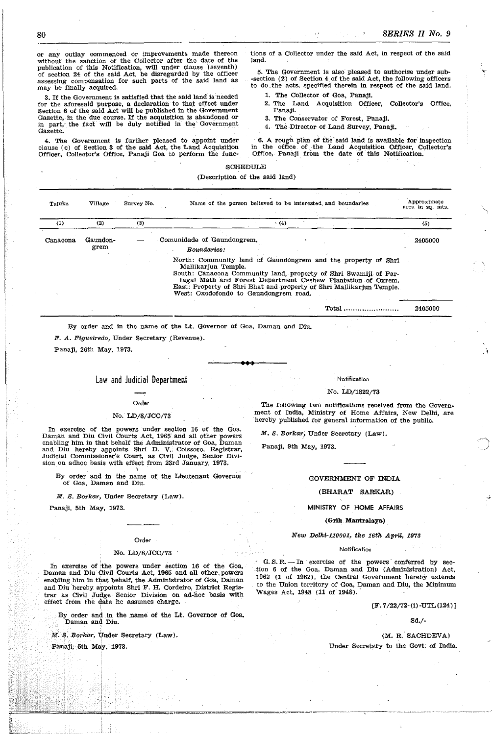or any outlay commenced or improvements made thereon without the sanction of the Collector after the date of the publication of this Notification, will under clause (seventh) of section 24 of the said Act, be disregarded by the officer assessing compensation for such parts of the said land as may be finally acquired.

3. If the Government is satisfied that the said land is needed for the aforesaid purpose, a declaration to that effect under Section 6 of the said Act will be published in the Government Gazette, in the due course. If the acquisition is abandoned or in part, the fact will be duly notified in the Government Gazette.

4. The Government is further pleased to appoint under clause (c) of Section 3 of the said Act, the Land Acquisition Officer, Collector's Office, Panaji Goa to perform the functions of a Collector under the said Act, in respect of the said land.

5. The Government is also pleased to authorise under sub-section (2) of Section 4 of the said Act, the following officers to do the acts, specified therein in respect of the said land.

1. The Collector of Goa, Panaji.
2. The Land Acquisition Officer, Collector's Office, Panaji.
3. The Conservator of Forest, Panaji.
4. The Director of Land Survey, Panaji.

6. A rough plan of the said land is available for inspection in the office of the Land Acquisition Officer, Collector's Office, Panaji from the date of this Notification.

SCHEDULE

(Description of the said land)

| Taluka | Village | Survey No. | Name of the person believed to be interested and boundaries | Approximate area in sq. mts. |
|---|---|---|---|---|
| (1) | (2) | (3) | (4) | (5) |
| Canacona | Gaundongrem | — | Comunidade of Gaundongrem. *Boundaries:* North: Community land of Gaundongrem and the property of Shri Mallikarjun Temple. South: Canacona Community land, property of Shri Swamiji of Partagal Math and Forest Department Cashew Plantation of Oxrem. East: Property of Shri Bhat and property of Shri Mallikarjun Temple. West: Oxodofondo to Gaundongrem road. | 2405000 |
| | | | Total ........................ | 2405000 |

By order and in the name of the Lt. Governor of Goa, Daman and Diu.

*F. A. Figueiredo*, Under Secretary (Revenue).

Panaji, 26th May, 1973.

## Law and Judicial Department

Order

No. LD/8/JCC/73

In exercise of the powers under section 16 of the Goa, Daman and Diu Civil Courts Act, 1965 and all other powers enabling him in that behalf the Administrator of Goa, Daman and Diu hereby appoints Shri D. V. Coissoro, Registrar, Judicial Commissioner's Court, as Civil Judge, Senior Division on adhoc basis with effect from 23rd January, 1973.

By order and in the name of the Lieutenant Governor of Goa, Daman and Diu.

*M. S. Borkar*, Under Secretary (Law).

Panaji, 5th May, 1973.

Order

No. LD/8/JCC/73

In exercise of the powers under section 16 of the Goa, Daman and Diu Civil Courts Act, 1965 and all other powers enabling him in that behalf, the Administrator of Goa, Daman and Diu hereby appoints Shri F. H. Cordeiro, District Registrar as Civil Judge Senior Division on ad-hoc basis with effect from the date he assumes charge.

By order and in the name of the Lt. Governor of Goa, Daman and Diu.

*M. S. Borkar*, Under Secretary (Law).

Panaji, 5th May, 1973.

Notification

No. LD/1822/73

The following two notifications received from the Government of India, Ministry of Home Affairs, New Delhi, are hereby published for general information of the public.

*M. S. Borkar*, Under Secretary (Law).

Panaji, 9th May, 1973.

GOVERNMENT OF INDIA

(BHARAT SARKAR)

MINISTRY OF HOME AFFAIRS

**(Grih Mantralaya)**

*New Delhi-110001, the 16th April, 1973*

Notification

G. S. R. — In exercise of the powers conferred by section 6 of the Goa, Daman and Diu (Administration) Act, 1962 (1 of 1962), the Central Government hereby extends to the Union territory of Goa, Daman and Diu, the Minimum Wages Act, 1948 (11 of 1948).

[F. 7/22/72-(1)-UTL(124)]

Sd./-

(M. R. SACHDEVA)

Under Secretary to the Govt. of India.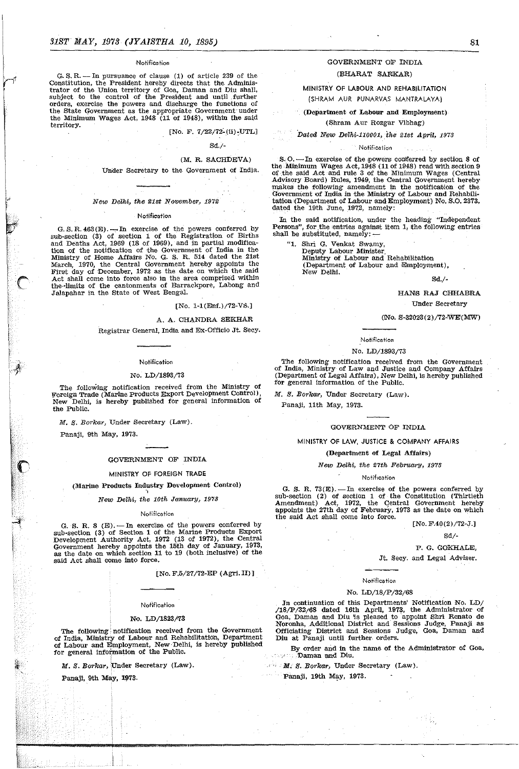Notification

G. S. R. — In pursuance of clause (1) of article 239 of the Constitution, the President hereby directs that the Administrator of the Union territory of Goa, Daman and Diu shall, subject to the control of the President and until further orders, exercise the powers and discharge the functions of the State Government as the appropriate Government under the Minimum Wages Act, 1948 (11 of 1948), within the said territory.

[No. F. 7/22/72-(ii)-UTL]

Sd./-

(M. R. SACHDEVA)

Under Secretary to the Government of India.

---

*New Delhi, the 21st November, 1972*

Notification

G. S. R. 463(E). — In exercise of the powers conferred by sub-section (3) of section 1 of the Registration of Births and Deaths Act, 1969 (18 of 1969), and in partial modification of the notification of the Government of India in the Ministry of Home Affairs No. G. S. R. 514 dated the 21st March, 1970, the Central Government hereby appoints the First day of December, 1972 as the date on which the said Act shall come into force also in the area comprised within the limits of the cantonments of Barrackpore, Labong and Jalapahar in the State of West Bengal.

[No. 1-1(Enf.)/72-VS.]

A. A. CHANDRA SEKHAR

Registrar General, India and Ex-Officio Jt. Secy.

---

Notification

No. LD/1898/73

The following notification received from the Ministry of Foreign Trade (Marine Products Export Development Control), New Delhi, is hereby published for general information of the Public.

*M. S. Borkar*, Under Secretary (Law).

Panaji, 9th May, 1973.

---

GOVERNMENT OF INDIA

MINISTRY OF FOREIGN TRADE

**(Marine Products Industry Development Control)**

*New Delhi, the 10th January, 1973*

Notification

G. S. R. 8 (E). — In exercise of the powers conferred by sub-section (3) of Section 1 of the Marine Products Export Development Authority Act, 1972 (13 of 1972), the Central Government hereby appoints the 15th day of January, 1973, as the date on which section 11 to 19 (both inclusive) of the said Act shall come into force.

[No. F.5/27/72-EP (Agri. II)]

---

Notification

No. LD/1823/73

The following notification received from the Government of India, Ministry of Labour and Rehabilitation, Department of Labour and Employment, New Delhi, is hereby published for general information of the Public.

*M. S. Borkar*, Under Secretary (Law).

Panaji, 9th May, 1973.

---

GOVERNMENT OF INDIA

(BHARAT SARKAR)

MINISTRY OF LABOUR AND REHABILITATION

(SHRAM AUR PUNARVAS MANTRALAYA)

**(Department of Labour and Employment)**

(Shram Aur Rozgar Vibhag)

*Dated New Delhi-110001, the 21st April, 1973*

Notification

S. O. — In exercise of the powers conferred by section 8 of the Minimum Wages Act, 1948 (11 of 1948) read with section 9 of the said Act and rule 3 of the Minimum Wages (Central Advisory Board) Rules, 1949, the Central Government hereby makes the following amendment in the notification of the Government of India in the Ministry of Labour and Rehabilitation (Department of Labour and Employment) No. S.O. 2373, dated the 19th June, 1972, namely:

In the said notification, under the heading "Independent Persons", for the entries against item 1, the following entries shall be substituted, namely: —

"1. Shri G. Venkat Swamy,
Deputy Labour Minister,
Ministry of Labour and Rehabilitation
(Department of Labour and Employment),
New Delhi.

Sd./-

HANS RAJ CHHABRA

Under Secretary

(No. S-32023(2)/72-WE(MW)

---

Notification

No. LD/1893/73

The following notification received from the Government of India, Ministry of Law and Justice and Company Affairs (Department of Legal Affairs), New Delhi, is hereby published for general information of the Public.

*M. S. Borkar*, Under Secretary (Law).

Panaji, 11th May, 1973.

---

GOVERNMENT OF INDIA

MINISTRY OF LAW, JUSTICE & COMPANY AFFAIRS

**(Department of Legal Affairs)**

*New Delhi, the 27th February, 1973*

Notification

G. S. R. 73(E). — In exercise of the powers conferred by sub-section (2) of section 1 of the Constitution (Thirtieth Amendment) Act, 1972, the Central Government hereby appoints the 27th day of February, 1973 as the date on which the said Act shall come into force.

[No. F.40(2)/72-J.]

Sd/-

P. G. GOKHALE,

Jt. Secy. and Legal Adviser.

---

Notification

No. LD/18/P/32/68

In continuation of this Departments' Notification No. LD/18/P/32/68 dated 16th April, 1973, the Administrator of Goa, Daman and Diu is pleased to appoint Shri Renato de Noronha, Additional District and Sessions Judge, Panaji as Officiating District and Sessions Judge, Goa, Daman and Diu at Panaji until further orders.

By order and in the name of the Administrator of Goa, Daman and Diu.

*M. S. Borkar*, Under Secretary (Law).

Panaji, 19th May, 1973.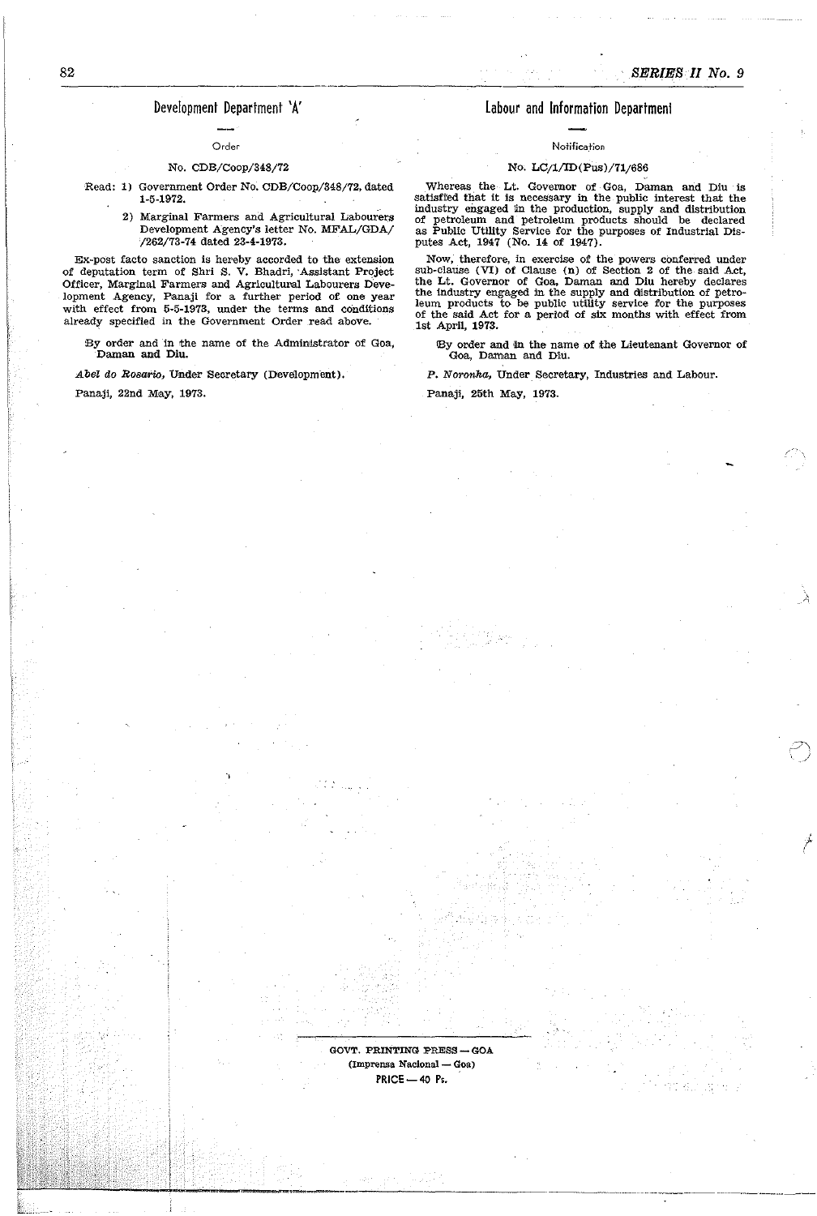## Development Department 'A'

Order

No. CDB/Coop/348/72

Read: 1) Government Order No. CDB/Coop/348/72, dated 1-5-1972.

2) Marginal Farmers and Agricultural Labourers Development Agency's letter No. MFAL/GDA/ /262/73-74 dated 23-4-1973.

Ex-post facto sanction is hereby accorded to the extension of deputation term of Shri S. V. Bhadri, Assistant Project Officer, Marginal Farmers and Agricultural Labourers Development Agency, Panaji for a further period of one year with effect from 5-5-1973, under the terms and conditions already specified in the Government Order read above.

By order and in the name of the Administrator of Goa, Daman and Diu.

*Abel do Rosario*, Under Secretary (Development).

Panaji, 22nd May, 1973.

## Labour and Information Department

Notification

No. LC/1/ID(Pus)/71/686

Whereas the Lt. Governor of Goa, Daman and Diu is satisfied that it is necessary in the public interest that the industry engaged in the production, supply and distribution of petroleum and petroleum products should be declared as Public Utility Service for the purposes of Industrial Disputes Act, 1947 (No. 14 of 1947).

Now, therefore, in exercise of the powers conferred under sub-clause (VI) of Clause (n) of Section 2 of the said Act, the Lt. Governor of Goa, Daman and Diu hereby declares the industry engaged in the supply and distribution of petroleum products to be public utility service for the purposes of the said Act for a period of six months with effect from 1st April, 1973.

By order and in the name of the Lieutenant Governor of Goa, Daman and Diu.

*P. Noronha*, Under Secretary, Industries and Labour.

Panaji, 25th May, 1973.

GOVT. PRINTING PRESS — GOA
(Imprensa Nacional — Goa)
PRICE — 40 Ps.